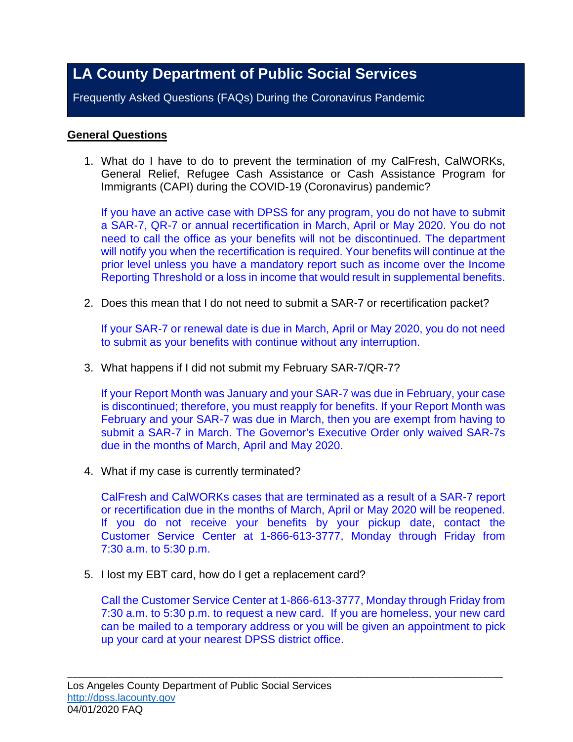# LA County Department of Public Social Services

Frequently Asked Questions (FAQs) During the Coronavirus Pandemic

## General Questions

1. What do I have to do to prevent the termination of my CalFresh, CalWORKs, General Relief, Refugee Cash Assistance or Cash Assistance Program for Immigrants (CAPI) during the COVID-19 (Coronavirus) pandemic?

   If you have an active case with DPSS for any program, you do not have to submit a SAR-7, QR-7 or annual recertification in March, April or May 2020. You do not need to call the office as your benefits will not be discontinued. The department will notify you when the recertification is required. Your benefits will continue at the prior level unless you have a mandatory report such as income over the Income Reporting Threshold or a loss in income that would result in supplemental benefits.

2. Does this mean that I do not need to submit a SAR-7 or recertification packet?

   If your SAR-7 or renewal date is due in March, April or May 2020, you do not need to submit as your benefits with continue without any interruption.

3. What happens if I did not submit my February SAR-7/QR-7?

   If your Report Month was January and your SAR-7 was due in February, your case is discontinued; therefore, you must reapply for benefits. If your Report Month was February and your SAR-7 was due in March, then you are exempt from having to submit a SAR-7 in March. The Governor's Executive Order only waived SAR-7s due in the months of March, April and May 2020.

4. What if my case is currently terminated?

   CalFresh and CalWORKs cases that are terminated as a result of a SAR-7 report or recertification due in the months of March, April or May 2020 will be reopened. If you do not receive your benefits by your pickup date, contact the Customer Service Center at 1-866-613-3777, Monday through Friday from 7:30 a.m. to 5:30 p.m.

5. I lost my EBT card, how do I get a replacement card?

   Call the Customer Service Center at 1-866-613-3777, Monday through Friday from 7:30 a.m. to 5:30 p.m. to request a new card. If you are homeless, your new card can be mailed to a temporary address or you will be given an appointment to pick up your card at your nearest DPSS district office.

---

Los Angeles County Department of Public Social Services
http://dpss.lacounty.gov
04/01/2020 FAQ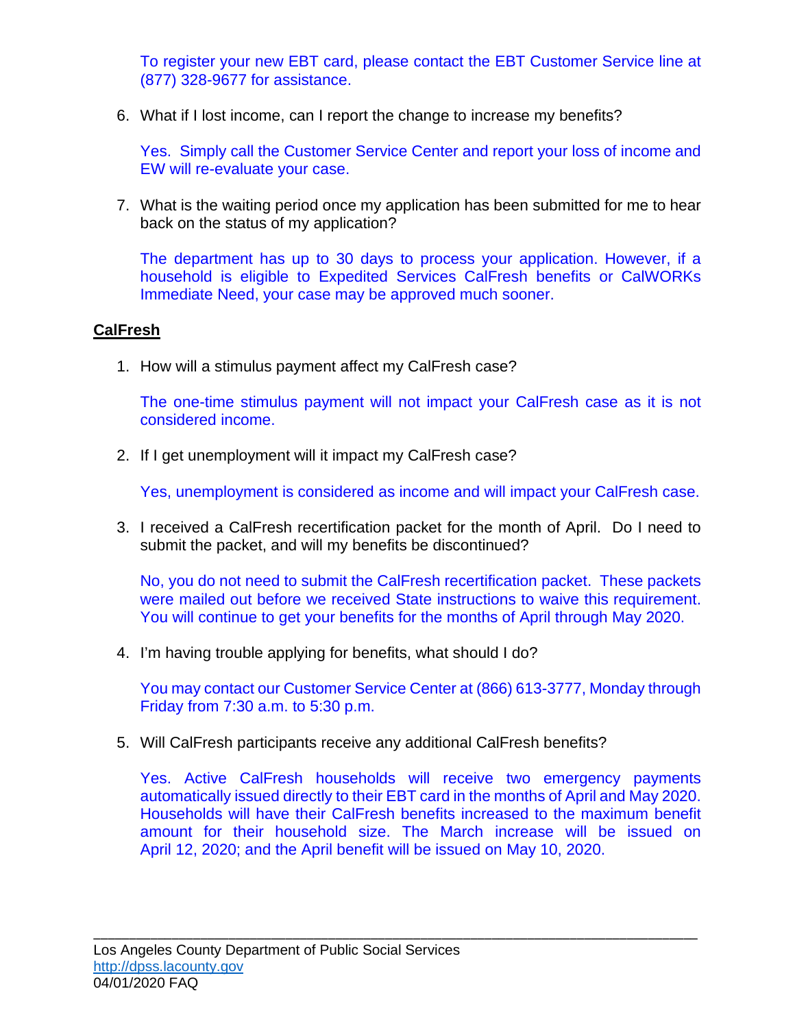To register your new EBT card, please contact the EBT Customer Service line at (877) 328-9677 for assistance.

6. What if I lost income, can I report the change to increase my benefits?

   Yes. Simply call the Customer Service Center and report your loss of income and EW will re-evaluate your case.

7. What is the waiting period once my application has been submitted for me to hear back on the status of my application?

   The department has up to 30 days to process your application. However, if a household is eligible to Expedited Services CalFresh benefits or CalWORKs Immediate Need, your case may be approved much sooner.

## CalFresh

1. How will a stimulus payment affect my CalFresh case?

   The one-time stimulus payment will not impact your CalFresh case as it is not considered income.

2. If I get unemployment will it impact my CalFresh case?

   Yes, unemployment is considered as income and will impact your CalFresh case.

3. I received a CalFresh recertification packet for the month of April. Do I need to submit the packet, and will my benefits be discontinued?

   No, you do not need to submit the CalFresh recertification packet. These packets were mailed out before we received State instructions to waive this requirement. You will continue to get your benefits for the months of April through May 2020.

4. I'm having trouble applying for benefits, what should I do?

   You may contact our Customer Service Center at (866) 613-3777, Monday through Friday from 7:30 a.m. to 5:30 p.m.

5. Will CalFresh participants receive any additional CalFresh benefits?

   Yes. Active CalFresh households will receive two emergency payments automatically issued directly to their EBT card in the months of April and May 2020. Households will have their CalFresh benefits increased to the maximum benefit amount for their household size. The March increase will be issued on April 12, 2020; and the April benefit will be issued on May 10, 2020.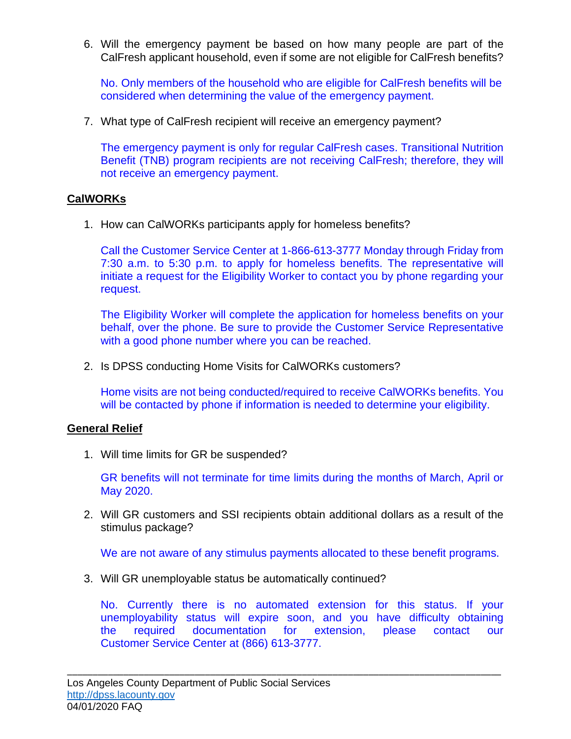6. Will the emergency payment be based on how many people are part of the CalFresh applicant household, even if some are not eligible for CalFresh benefits?

   No. Only members of the household who are eligible for CalFresh benefits will be considered when determining the value of the emergency payment.

7. What type of CalFresh recipient will receive an emergency payment?

   The emergency payment is only for regular CalFresh cases. Transitional Nutrition Benefit (TNB) program recipients are not receiving CalFresh; therefore, they will not receive an emergency payment.

## CalWORKs

1. How can CalWORKs participants apply for homeless benefits?

   Call the Customer Service Center at 1-866-613-3777 Monday through Friday from 7:30 a.m. to 5:30 p.m. to apply for homeless benefits. The representative will initiate a request for the Eligibility Worker to contact you by phone regarding your request.

   The Eligibility Worker will complete the application for homeless benefits on your behalf, over the phone. Be sure to provide the Customer Service Representative with a good phone number where you can be reached.

2. Is DPSS conducting Home Visits for CalWORKs customers?

   Home visits are not being conducted/required to receive CalWORKs benefits. You will be contacted by phone if information is needed to determine your eligibility.

## General Relief

1. Will time limits for GR be suspended?

   GR benefits will not terminate for time limits during the months of March, April or May 2020.

2. Will GR customers and SSI recipients obtain additional dollars as a result of the stimulus package?

   We are not aware of any stimulus payments allocated to these benefit programs.

3. Will GR unemployable status be automatically continued?

   No. Currently there is no automated extension for this status. If your unemployability status will expire soon, and you have difficulty obtaining the required documentation for extension, please contact our Customer Service Center at (866) 613-3777.

Los Angeles County Department of Public Social Services
http://dpss.lacounty.gov
04/01/2020 FAQ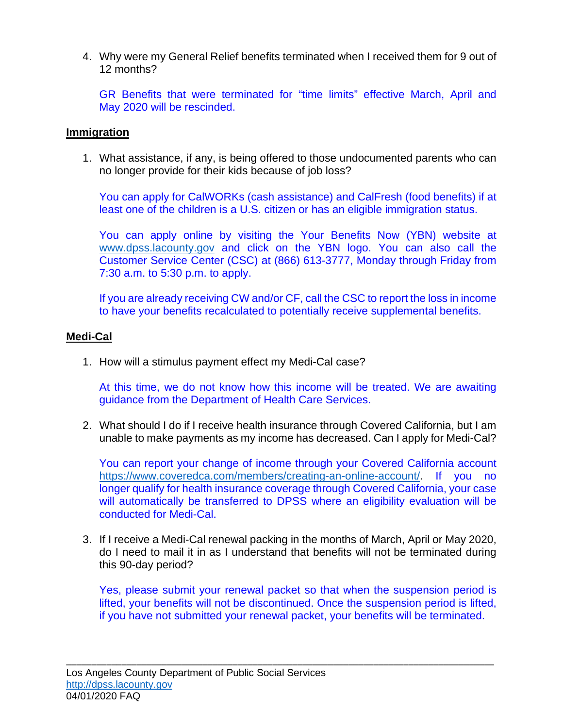4. Why were my General Relief benefits terminated when I received them for 9 out of 12 months?

   GR Benefits that were terminated for "time limits" effective March, April and May 2020 will be rescinded.

**Immigration**

1. What assistance, if any, is being offered to those undocumented parents who can no longer provide for their kids because of job loss?

   You can apply for CalWORKs (cash assistance) and CalFresh (food benefits) if at least one of the children is a U.S. citizen or has an eligible immigration status.

   You can apply online by visiting the Your Benefits Now (YBN) website at www.dpss.lacounty.gov and click on the YBN logo. You can also call the Customer Service Center (CSC) at (866) 613-3777, Monday through Friday from 7:30 a.m. to 5:30 p.m. to apply.

   If you are already receiving CW and/or CF, call the CSC to report the loss in income to have your benefits recalculated to potentially receive supplemental benefits.

**Medi-Cal**

1. How will a stimulus payment effect my Medi-Cal case?

   At this time, we do not know how this income will be treated. We are awaiting guidance from the Department of Health Care Services.

2. What should I do if I receive health insurance through Covered California, but I am unable to make payments as my income has decreased. Can I apply for Medi-Cal?

   You can report your change of income through your Covered California account https://www.coveredca.com/members/creating-an-online-account/. If you no longer qualify for health insurance coverage through Covered California, your case will automatically be transferred to DPSS where an eligibility evaluation will be conducted for Medi-Cal.

3. If I receive a Medi-Cal renewal packing in the months of March, April or May 2020, do I need to mail it in as I understand that benefits will not be terminated during this 90-day period?

   Yes, please submit your renewal packet so that when the suspension period is lifted, your benefits will not be discontinued. Once the suspension period is lifted, if you have not submitted your renewal packet, your benefits will be terminated.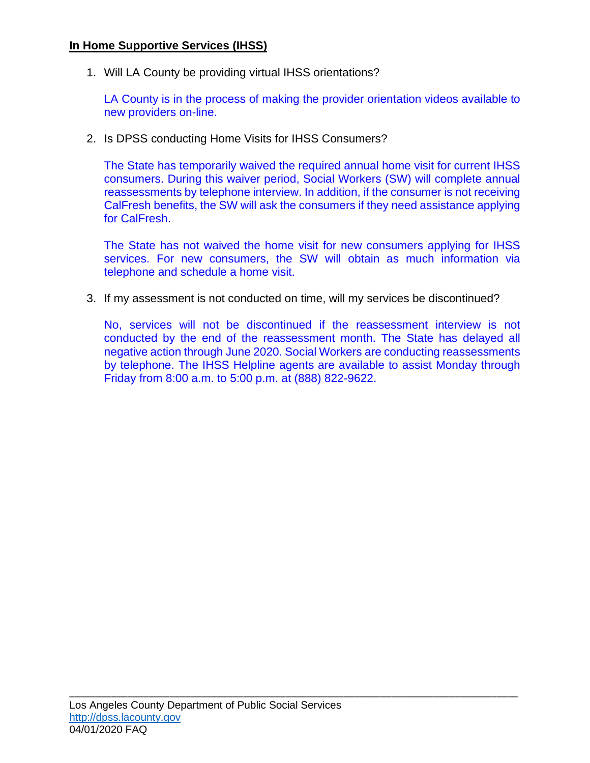## In Home Supportive Services (IHSS)

1. Will LA County be providing virtual IHSS orientations?

   LA County is in the process of making the provider orientation videos available to new providers on-line.

2. Is DPSS conducting Home Visits for IHSS Consumers?

   The State has temporarily waived the required annual home visit for current IHSS consumers. During this waiver period, Social Workers (SW) will complete annual reassessments by telephone interview. In addition, if the consumer is not receiving CalFresh benefits, the SW will ask the consumers if they need assistance applying for CalFresh.

   The State has not waived the home visit for new consumers applying for IHSS services. For new consumers, the SW will obtain as much information via telephone and schedule a home visit.

3. If my assessment is not conducted on time, will my services be discontinued?

   No, services will not be discontinued if the reassessment interview is not conducted by the end of the reassessment month. The State has delayed all negative action through June 2020. Social Workers are conducting reassessments by telephone. The IHSS Helpline agents are available to assist Monday through Friday from 8:00 a.m. to 5:00 p.m. at (888) 822-9622.